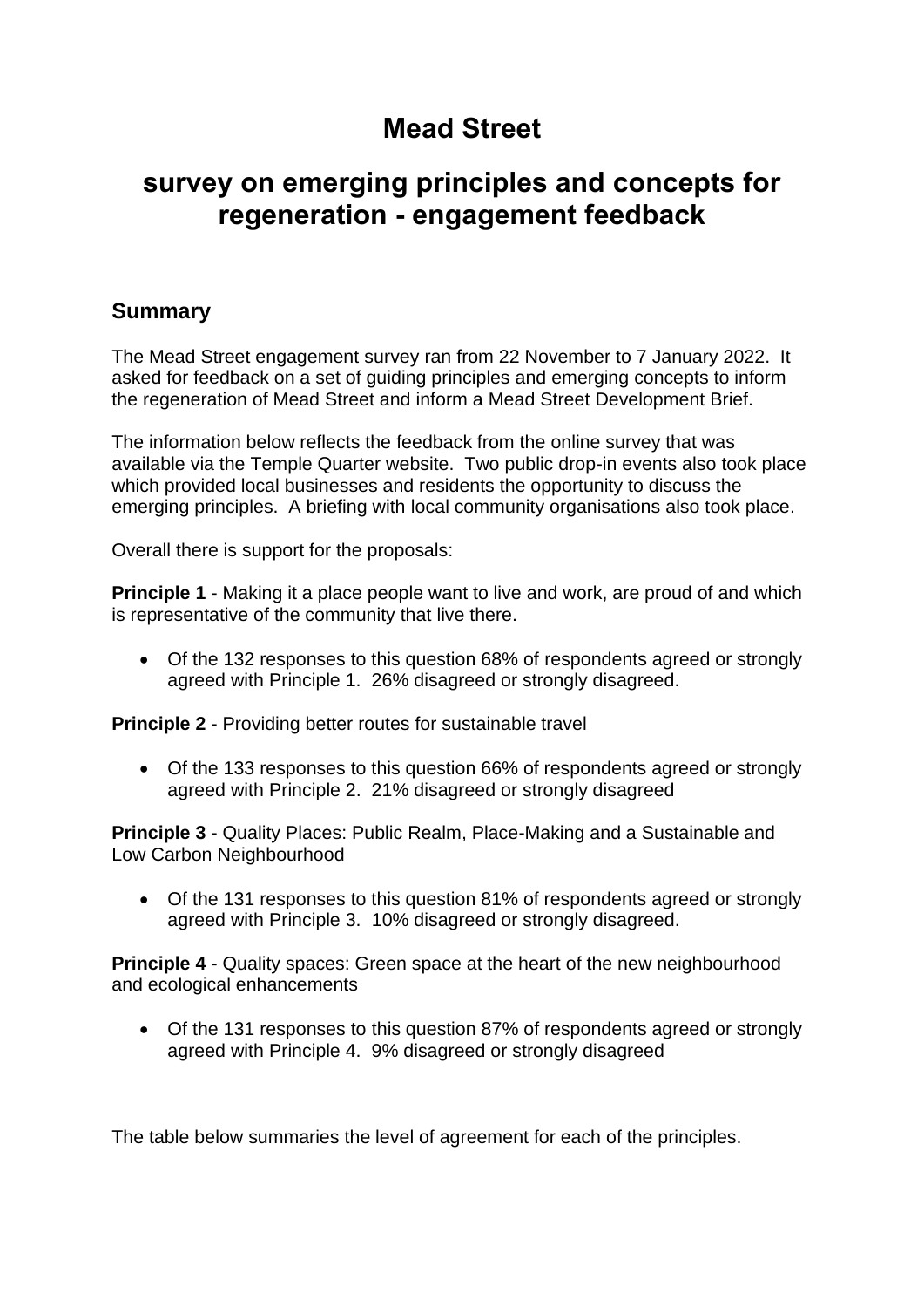# Mead Street

# survey on emerging principles and concepts for regeneration - engagement feedback

## Summary

The Mead Street engagement survey ran from 22 November to 7 January 2022. It asked for feedback on a set of guiding principles and emerging concepts to inform the regeneration of Mead Street and inform a Mead Street Development Brief.

The information below reflects the feedback from the online survey that was available via the Temple Quarter website. Two public drop-in events also took place which provided local businesses and residents the opportunity to discuss the emerging principles. A briefing with local community organisations also took place.

Overall there is support for the proposals:

**Principle 1** - Making it a place people want to live and work, are proud of and which is representative of the community that live there.

- Of the 132 responses to this question 68% of respondents agreed or strongly agreed with Principle 1. 26% disagreed or strongly disagreed.

**Principle 2** - Providing better routes for sustainable travel

- Of the 133 responses to this question 66% of respondents agreed or strongly agreed with Principle 2. 21% disagreed or strongly disagreed

**Principle 3** - Quality Places: Public Realm, Place-Making and a Sustainable and Low Carbon Neighbourhood

- Of the 131 responses to this question 81% of respondents agreed or strongly agreed with Principle 3. 10% disagreed or strongly disagreed.

**Principle 4** - Quality spaces: Green space at the heart of the new neighbourhood and ecological enhancements

- Of the 131 responses to this question 87% of respondents agreed or strongly agreed with Principle 4. 9% disagreed or strongly disagreed

The table below summaries the level of agreement for each of the principles.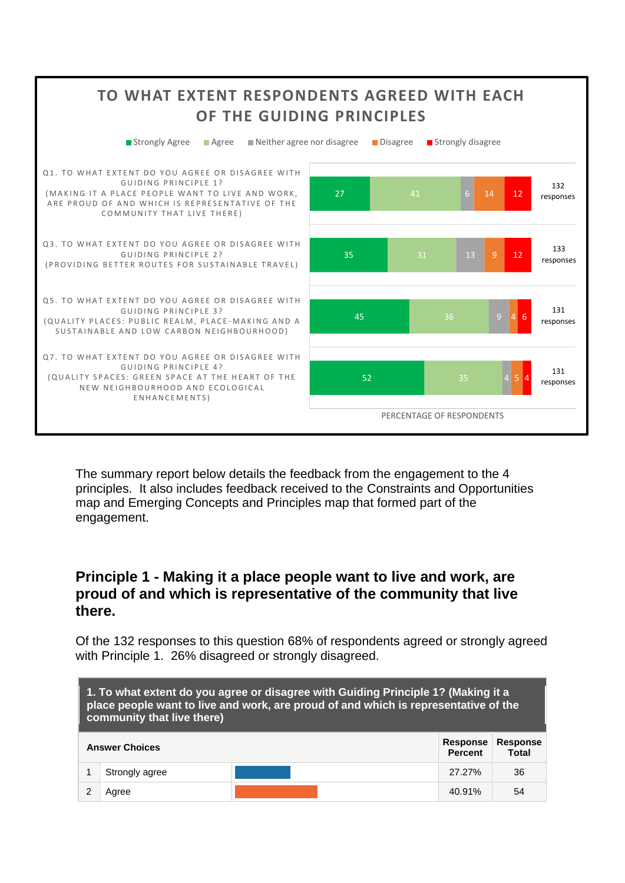## TO WHAT EXTENT RESPONDENTS AGREED WITH EACH OF THE GUIDING PRINCIPLES

| Question | Strongly Agree | Agree | Neither agree nor disagree | Disagree | Strongly disagree | Responses |
|---|---|---|---|---|---|---|
| Q1. TO WHAT EXTENT DO YOU AGREE OR DISAGREE WITH GUIDING PRINCIPLE 1? (MAKING IT A PLACE PEOPLE WANT TO LIVE AND WORK, ARE PROUD OF AND WHICH IS REPRESENTATIVE OF THE COMMUNITY THAT LIVE THERE) | 27 | 41 | 6 | 14 | 12 | 132 responses |
| Q3. TO WHAT EXTENT DO YOU AGREE OR DISAGREE WITH GUIDING PRINCIPLE 2? (PROVIDING BETTER ROUTES FOR SUSTAINABLE TRAVEL) | 35 | 31 | 13 | 9 | 12 | 133 responses |
| Q5. TO WHAT EXTENT DO YOU AGREE OR DISAGREE WITH GUIDING PRINCIPLE 3? (QUALITY PLACES: PUBLIC REALM, PLACE-MAKING AND A SUSTAINABLE AND LOW CARBON NEIGHBOURHOOD) | 45 | 36 | 9 | 4 | 6 | 131 responses |
| Q7. TO WHAT EXTENT DO YOU AGREE OR DISAGREE WITH GUIDING PRINCIPLE 4? (QUALITY SPACES: GREEN SPACE AT THE HEART OF THE NEW NEIGHBOURHOOD AND ECOLOGICAL ENHANCEMENTS) | 52 | 35 | 4 | 5 | 4 | 131 responses |

PERCENTAGE OF RESPONDENTS

The summary report below details the feedback from the engagement to the 4 principles. It also includes feedback received to the Constraints and Opportunities map and Emerging Concepts and Principles map that formed part of the engagement.

## Principle 1 - Making it a place people want to live and work, are proud of and which is representative of the community that live there.

Of the 132 responses to this question 68% of respondents agreed or strongly agreed with Principle 1. 26% disagreed or strongly disagreed.

| 1. To what extent do you agree or disagree with Guiding Principle 1? (Making it a place people want to live and work, are proud of and which is representative of the community that live there) | | | | |
|---|---|---|---|---|
| **Answer Choices** | | | **Response Percent** | **Response Total** |
| 1 | Strongly agree | | 27.27% | 36 |
| 2 | Agree | | 40.91% | 54 |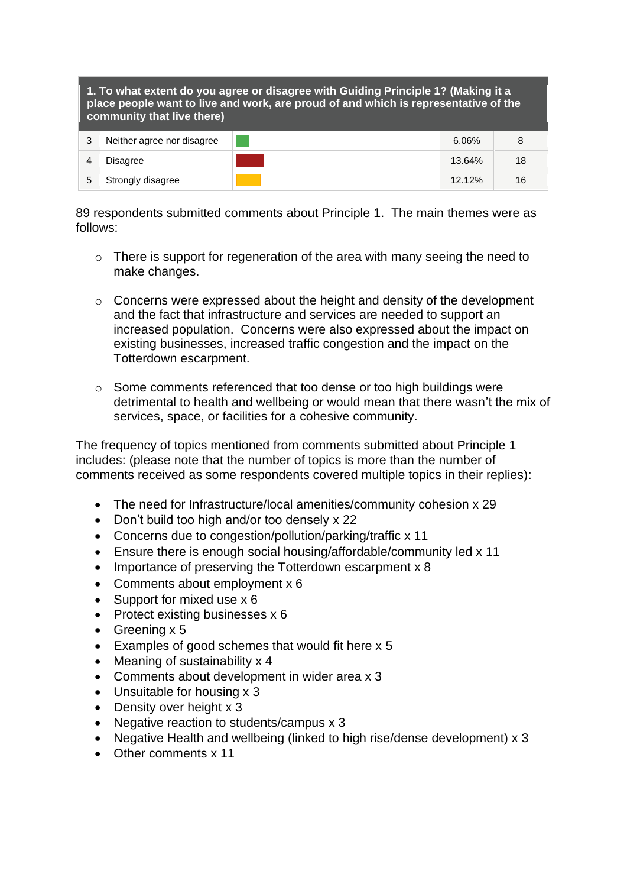| 1. To what extent do you agree or disagree with Guiding Principle 1? (Making it a place people want to live and work, are proud of and which is representative of the community that live there) | | | | |
|---|---|---|---|---|
| 3 | Neither agree nor disagree | | 6.06% | 8 |
| 4 | Disagree | | 13.64% | 18 |
| 5 | Strongly disagree | | 12.12% | 16 |

89 respondents submitted comments about Principle 1. The main themes were as follows:

- There is support for regeneration of the area with many seeing the need to make changes.
- Concerns were expressed about the height and density of the development and the fact that infrastructure and services are needed to support an increased population. Concerns were also expressed about the impact on existing businesses, increased traffic congestion and the impact on the Totterdown escarpment.
- Some comments referenced that too dense or too high buildings were detrimental to health and wellbeing or would mean that there wasn't the mix of services, space, or facilities for a cohesive community.

The frequency of topics mentioned from comments submitted about Principle 1 includes: (please note that the number of topics is more than the number of comments received as some respondents covered multiple topics in their replies):

- The need for Infrastructure/local amenities/community cohesion x 29
- Don't build too high and/or too densely x 22
- Concerns due to congestion/pollution/parking/traffic x 11
- Ensure there is enough social housing/affordable/community led x 11
- Importance of preserving the Totterdown escarpment x 8
- Comments about employment x 6
- Support for mixed use x 6
- Protect existing businesses x 6
- Greening x 5
- Examples of good schemes that would fit here x 5
- Meaning of sustainability x 4
- Comments about development in wider area x 3
- Unsuitable for housing x 3
- Density over height x 3
- Negative reaction to students/campus x 3
- Negative Health and wellbeing (linked to high rise/dense development) x 3
- Other comments x 11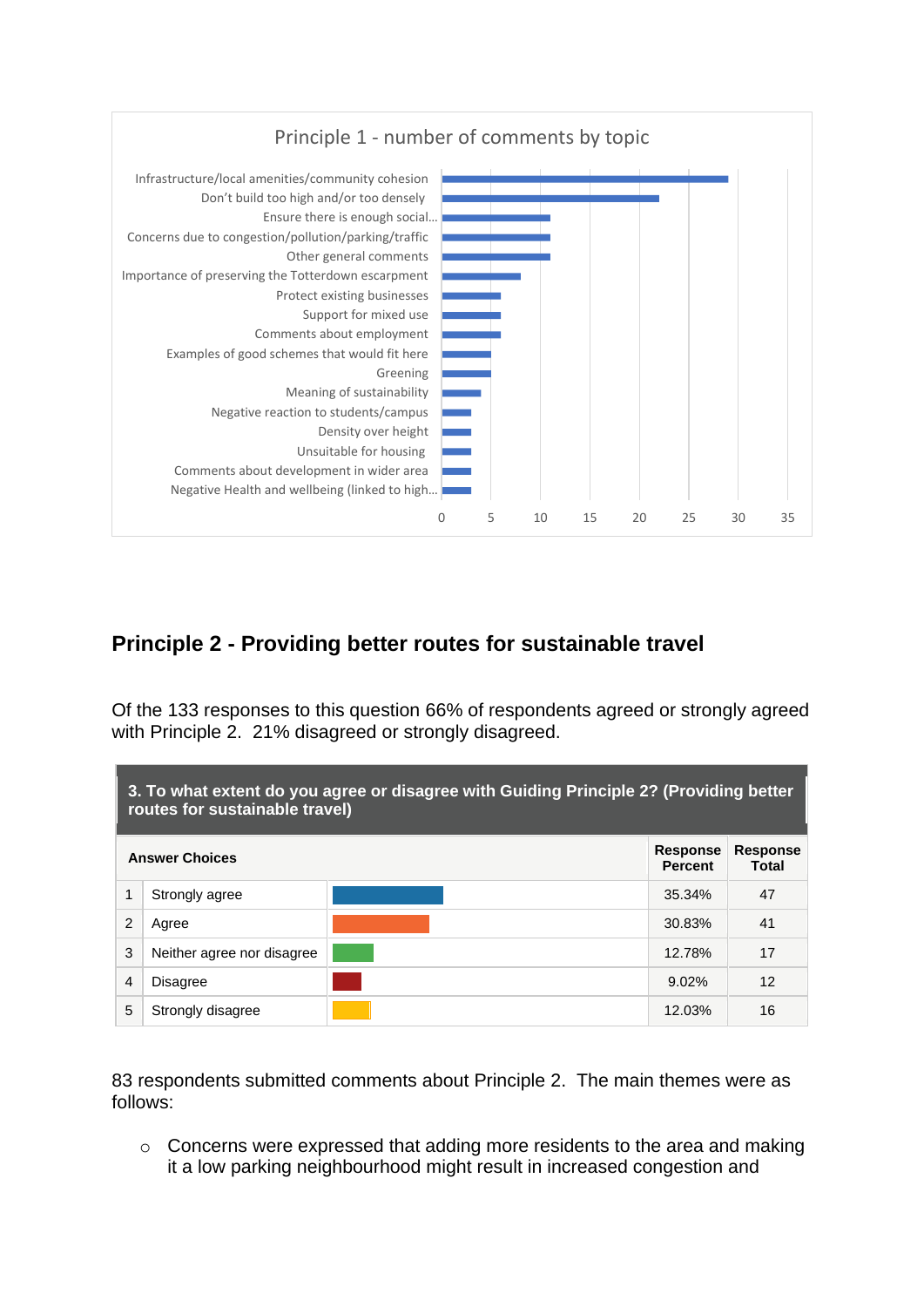Principle 1 - number of comments by topic

| Topic | Number of comments |
|---|---|
| Infrastructure/local amenities/community cohesion | 29 |
| Don't build too high and/or too densely | 22 |
| Ensure there is enough social... | 11 |
| Concerns due to congestion/pollution/parking/traffic | 11 |
| Other general comments | 11 |
| Importance of preserving the Totterdown escarpment | 8 |
| Protect existing businesses | 6 |
| Support for mixed use | 6 |
| Comments about employment | 6 |
| Examples of good schemes that would fit here | 5 |
| Greening | 5 |
| Meaning of sustainability | 4 |
| Negative reaction to students/campus | 3 |
| Density over height | 3 |
| Unsuitable for housing | 3 |
| Comments about development in wider area | 3 |
| Negative Health and wellbeing (linked to high... | 3 |

## Principle 2 - Providing better routes for sustainable travel

Of the 133 responses to this question 66% of respondents agreed or strongly agreed with Principle 2. 21% disagreed or strongly disagreed.

**3. To what extent do you agree or disagree with Guiding Principle 2? (Providing better routes for sustainable travel)**

| | Answer Choices | Response Percent | Response Total |
|---|---|---|---|
| 1 | Strongly agree | 35.34% | 47 |
| 2 | Agree | 30.83% | 41 |
| 3 | Neither agree nor disagree | 12.78% | 17 |
| 4 | Disagree | 9.02% | 12 |
| 5 | Strongly disagree | 12.03% | 16 |

83 respondents submitted comments about Principle 2. The main themes were as follows:

- Concerns were expressed that adding more residents to the area and making it a low parking neighbourhood might result in increased congestion and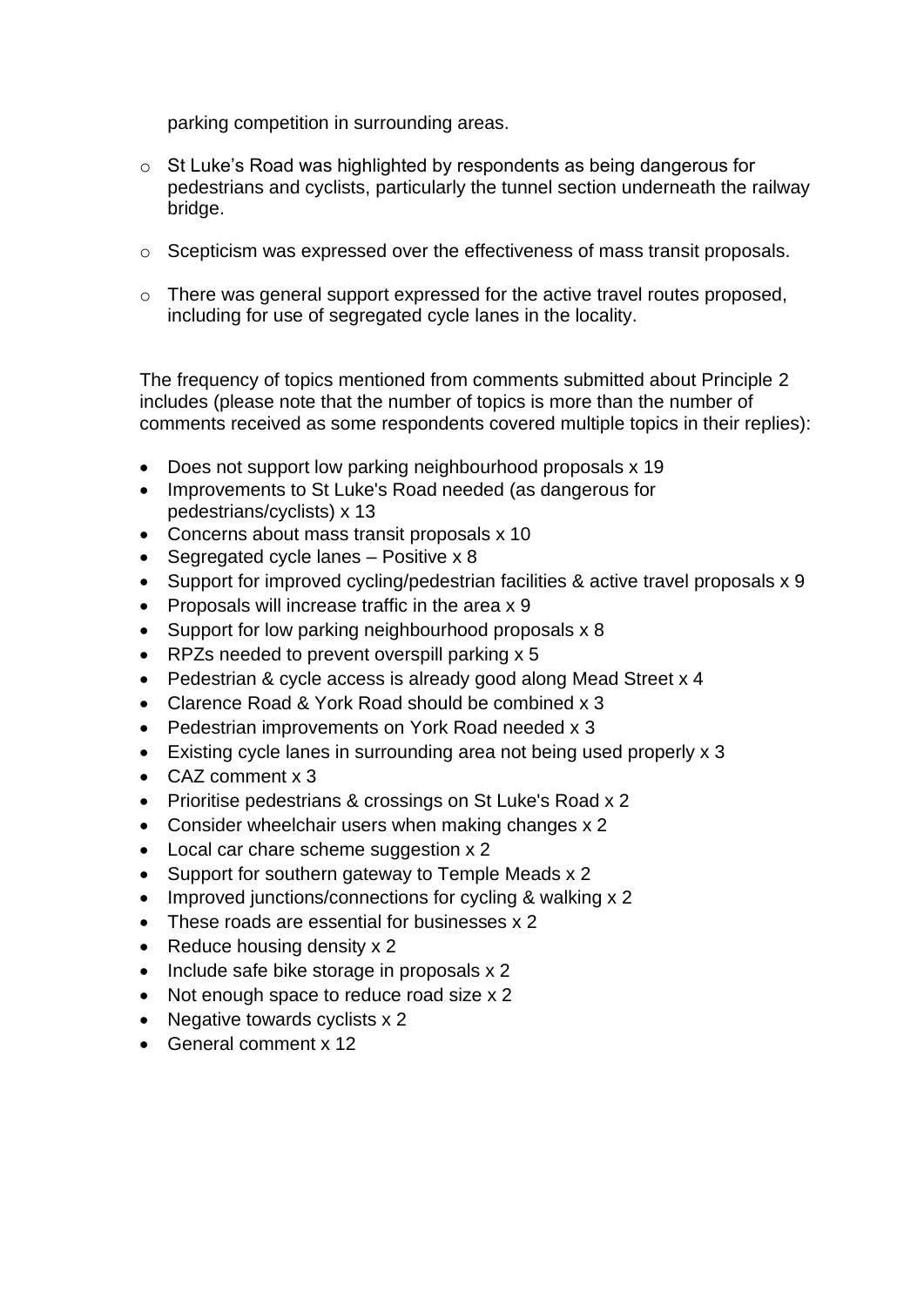parking competition in surrounding areas.

- St Luke's Road was highlighted by respondents as being dangerous for pedestrians and cyclists, particularly the tunnel section underneath the railway bridge.

- Scepticism was expressed over the effectiveness of mass transit proposals.

- There was general support expressed for the active travel routes proposed, including for use of segregated cycle lanes in the locality.

The frequency of topics mentioned from comments submitted about Principle 2 includes (please note that the number of topics is more than the number of comments received as some respondents covered multiple topics in their replies):

- Does not support low parking neighbourhood proposals x 19
- Improvements to St Luke's Road needed (as dangerous for pedestrians/cyclists) x 13
- Concerns about mass transit proposals x 10
- Segregated cycle lanes – Positive x 8
- Support for improved cycling/pedestrian facilities & active travel proposals x 9
- Proposals will increase traffic in the area x 9
- Support for low parking neighbourhood proposals x 8
- RPZs needed to prevent overspill parking x 5
- Pedestrian & cycle access is already good along Mead Street x 4
- Clarence Road & York Road should be combined x 3
- Pedestrian improvements on York Road needed x 3
- Existing cycle lanes in surrounding area not being used properly x 3
- CAZ comment x 3
- Prioritise pedestrians & crossings on St Luke's Road x 2
- Consider wheelchair users when making changes x 2
- Local car chare scheme suggestion x 2
- Support for southern gateway to Temple Meads x 2
- Improved junctions/connections for cycling & walking x 2
- These roads are essential for businesses x 2
- Reduce housing density x 2
- Include safe bike storage in proposals x 2
- Not enough space to reduce road size x 2
- Negative towards cyclists x 2
- General comment x 12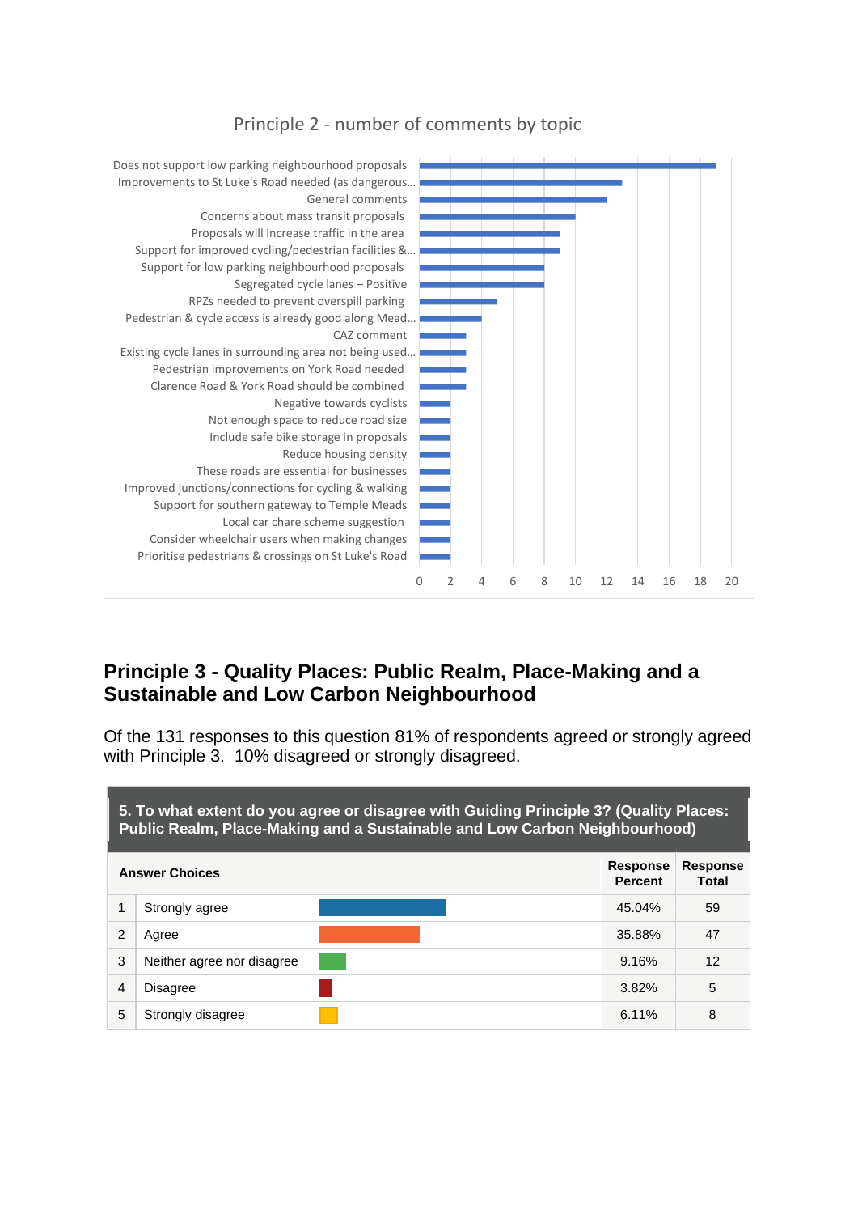**Principle 2 - number of comments by topic**

| Topic | Number of comments |
|---|---|
| Does not support low parking neighbourhood proposals | 19 |
| Improvements to St Luke's Road needed (as dangerous... | 13 |
| General comments | 12 |
| Concerns about mass transit proposals | 10 |
| Proposals will increase traffic in the area | 9 |
| Support for improved cycling/pedestrian facilities &... | 9 |
| Support for low parking neighbourhood proposals | 8 |
| Segregated cycle lanes – Positive | 8 |
| RPZs needed to prevent overspill parking | 5 |
| Pedestrian & cycle access is already good along Mead... | 4 |
| CAZ comment | 3 |
| Existing cycle lanes in surrounding area not being used... | 3 |
| Pedestrian improvements on York Road needed | 3 |
| Clarence Road & York Road should be combined | 3 |
| Negative towards cyclists | 2 |
| Not enough space to reduce road size | 2 |
| Include safe bike storage in proposals | 2 |
| Reduce housing density | 2 |
| These roads are essential for businesses | 2 |
| Improved junctions/connections for cycling & walking | 2 |
| Support for southern gateway to Temple Meads | 2 |
| Local car chare scheme suggestion | 2 |
| Consider wheelchair users when making changes | 2 |
| Prioritise pedestrians & crossings on St Luke's Road | 2 |

## Principle 3 - Quality Places: Public Realm, Place-Making and a Sustainable and Low Carbon Neighbourhood

Of the 131 responses to this question 81% of respondents agreed or strongly agreed with Principle 3. 10% disagreed or strongly disagreed.

**5. To what extent do you agree or disagree with Guiding Principle 3? (Quality Places: Public Realm, Place-Making and a Sustainable and Low Carbon Neighbourhood)**

| | Answer Choices | Response Percent | Response Total |
|---|---|---|---|
| 1 | Strongly agree | 45.04% | 59 |
| 2 | Agree | 35.88% | 47 |
| 3 | Neither agree nor disagree | 9.16% | 12 |
| 4 | Disagree | 3.82% | 5 |
| 5 | Strongly disagree | 6.11% | 8 |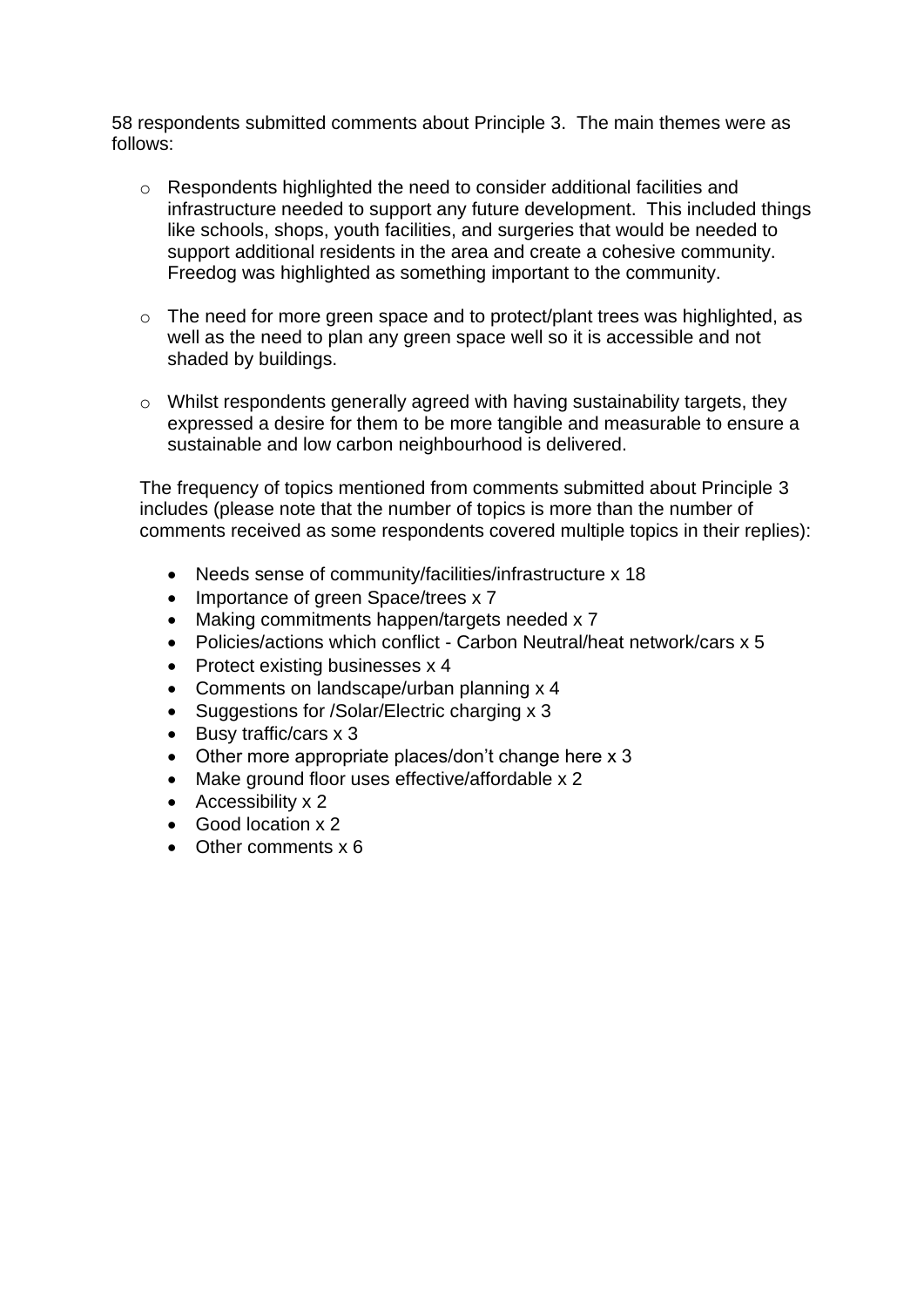58 respondents submitted comments about Principle 3. The main themes were as follows:

- Respondents highlighted the need to consider additional facilities and infrastructure needed to support any future development. This included things like schools, shops, youth facilities, and surgeries that would be needed to support additional residents in the area and create a cohesive community. Freedog was highlighted as something important to the community.

- The need for more green space and to protect/plant trees was highlighted, as well as the need to plan any green space well so it is accessible and not shaded by buildings.

- Whilst respondents generally agreed with having sustainability targets, they expressed a desire for them to be more tangible and measurable to ensure a sustainable and low carbon neighbourhood is delivered.

The frequency of topics mentioned from comments submitted about Principle 3 includes (please note that the number of topics is more than the number of comments received as some respondents covered multiple topics in their replies):

- Needs sense of community/facilities/infrastructure x 18
- Importance of green Space/trees x 7
- Making commitments happen/targets needed x 7
- Policies/actions which conflict - Carbon Neutral/heat network/cars x 5
- Protect existing businesses x 4
- Comments on landscape/urban planning x 4
- Suggestions for /Solar/Electric charging x 3
- Busy traffic/cars x 3
- Other more appropriate places/don't change here x 3
- Make ground floor uses effective/affordable x 2
- Accessibility x 2
- Good location x 2
- Other comments x 6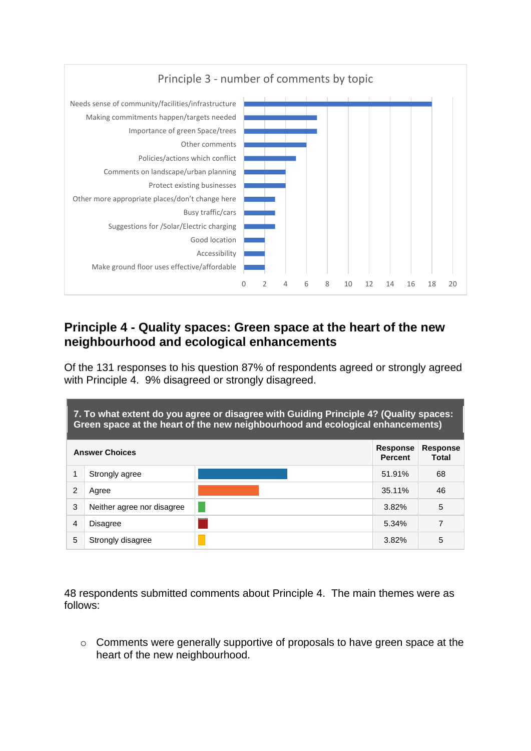**Principle 3 - number of comments by topic**

| Topic | Number of comments |
|---|---|
| Needs sense of community/facilities/infrastructure | 18 |
| Making commitments happen/targets needed | 7 |
| Importance of green Space/trees | 7 |
| Other comments | 6 |
| Policies/actions which conflict | 5 |
| Comments on landscape/urban planning | 4 |
| Protect existing businesses | 4 |
| Other more appropriate places/don't change here | 3 |
| Busy traffic/cars | 3 |
| Suggestions for /Solar/Electric charging | 3 |
| Good location | 2 |
| Accessibility | 2 |
| Make ground floor uses effective/affordable | 2 |

## Principle 4 - Quality spaces: Green space at the heart of the new neighbourhood and ecological enhancements

Of the 131 responses to his question 87% of respondents agreed or strongly agreed with Principle 4. 9% disagreed or strongly disagreed.

**7. To what extent do you agree or disagree with Guiding Principle 4? (Quality spaces: Green space at the heart of the new neighbourhood and ecological enhancements)**

| | Answer Choices | Response Percent | Response Total |
|---|---|---|---|
| 1 | Strongly agree | 51.91% | 68 |
| 2 | Agree | 35.11% | 46 |
| 3 | Neither agree nor disagree | 3.82% | 5 |
| 4 | Disagree | 5.34% | 7 |
| 5 | Strongly disagree | 3.82% | 5 |

48 respondents submitted comments about Principle 4. The main themes were as follows:

- Comments were generally supportive of proposals to have green space at the heart of the new neighbourhood.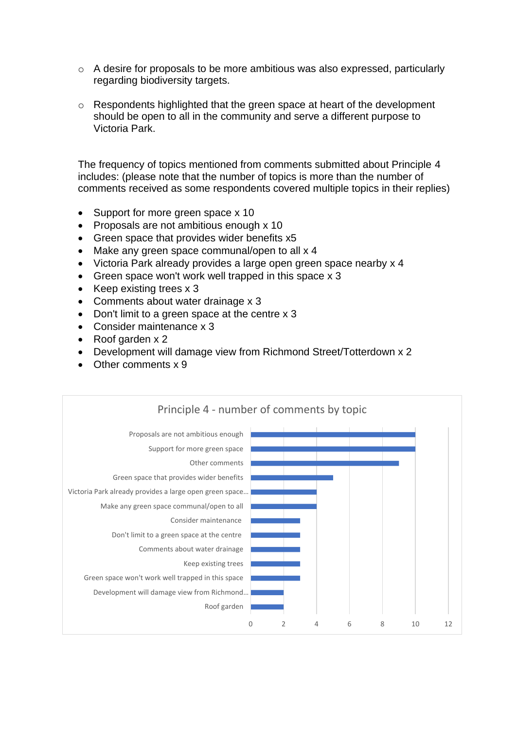- A desire for proposals to be more ambitious was also expressed, particularly regarding biodiversity targets.

- Respondents highlighted that the green space at heart of the development should be open to all in the community and serve a different purpose to Victoria Park.

The frequency of topics mentioned from comments submitted about Principle 4 includes: (please note that the number of topics is more than the number of comments received as some respondents covered multiple topics in their replies)

- Support for more green space x 10
- Proposals are not ambitious enough x 10
- Green space that provides wider benefits x5
- Make any green space communal/open to all x 4
- Victoria Park already provides a large open green space nearby x 4
- Green space won't work well trapped in this space x 3
- Keep existing trees x 3
- Comments about water drainage x 3
- Don't limit to a green space at the centre x 3
- Consider maintenance x 3
- Roof garden x 2
- Development will damage view from Richmond Street/Totterdown x 2
- Other comments x 9

**Principle 4 - number of comments by topic**

| Topic | Number of comments |
|---|---|
| Proposals are not ambitious enough | 10 |
| Support for more green space | 10 |
| Other comments | 9 |
| Green space that provides wider benefits | 5 |
| Victoria Park already provides a large open green space... | 4 |
| Make any green space communal/open to all | 4 |
| Consider maintenance | 3 |
| Don't limit to a green space at the centre | 3 |
| Comments about water drainage | 3 |
| Keep existing trees | 3 |
| Green space won't work well trapped in this space | 3 |
| Development will damage view from Richmond... | 2 |
| Roof garden | 2 |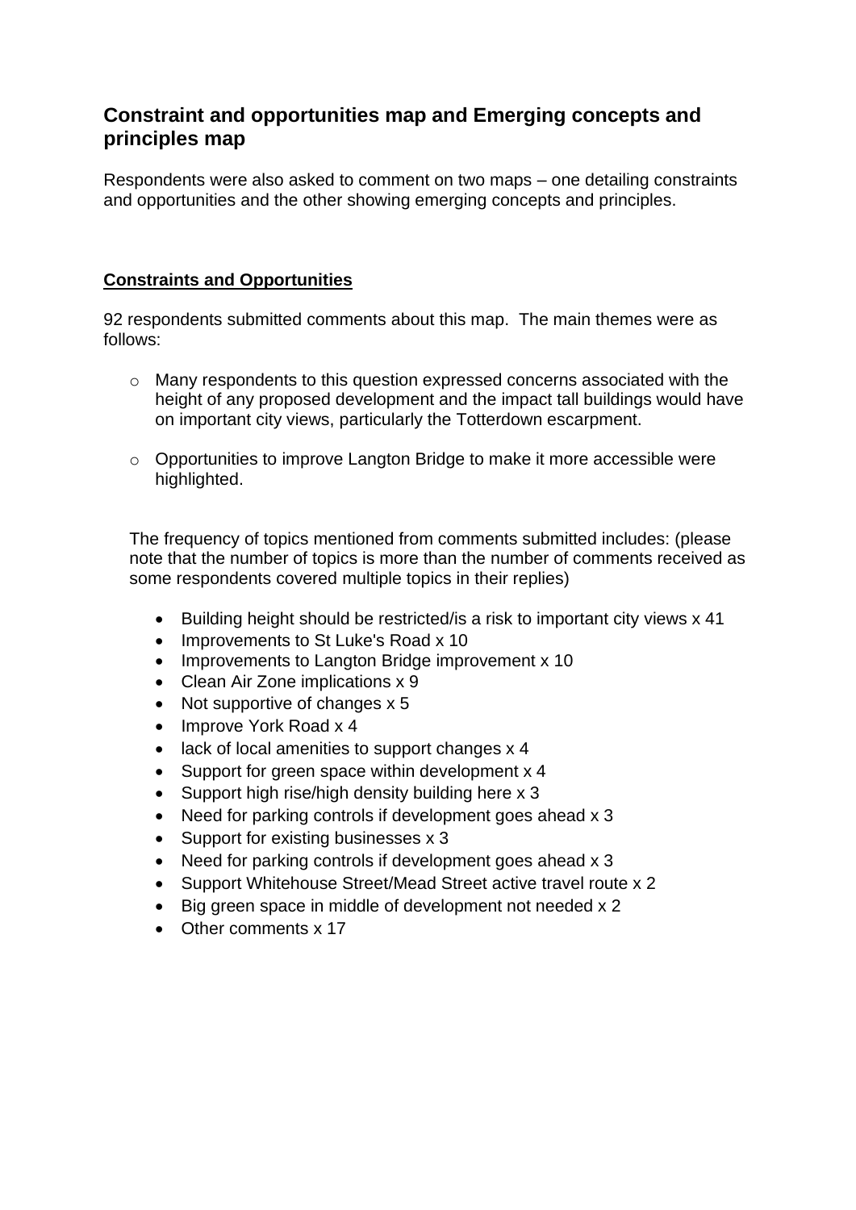## Constraint and opportunities map and Emerging concepts and principles map

Respondents were also asked to comment on two maps – one detailing constraints and opportunities and the other showing emerging concepts and principles.

**Constraints and Opportunities**

92 respondents submitted comments about this map. The main themes were as follows:

- Many respondents to this question expressed concerns associated with the height of any proposed development and the impact tall buildings would have on important city views, particularly the Totterdown escarpment.

- Opportunities to improve Langton Bridge to make it more accessible were highlighted.

The frequency of topics mentioned from comments submitted includes: (please note that the number of topics is more than the number of comments received as some respondents covered multiple topics in their replies)

- Building height should be restricted/is a risk to important city views x 41
- Improvements to St Luke's Road x 10
- Improvements to Langton Bridge improvement x 10
- Clean Air Zone implications x 9
- Not supportive of changes x 5
- Improve York Road x 4
- lack of local amenities to support changes x 4
- Support for green space within development x 4
- Support high rise/high density building here x 3
- Need for parking controls if development goes ahead x 3
- Support for existing businesses x 3
- Need for parking controls if development goes ahead x 3
- Support Whitehouse Street/Mead Street active travel route x 2
- Big green space in middle of development not needed x 2
- Other comments x 17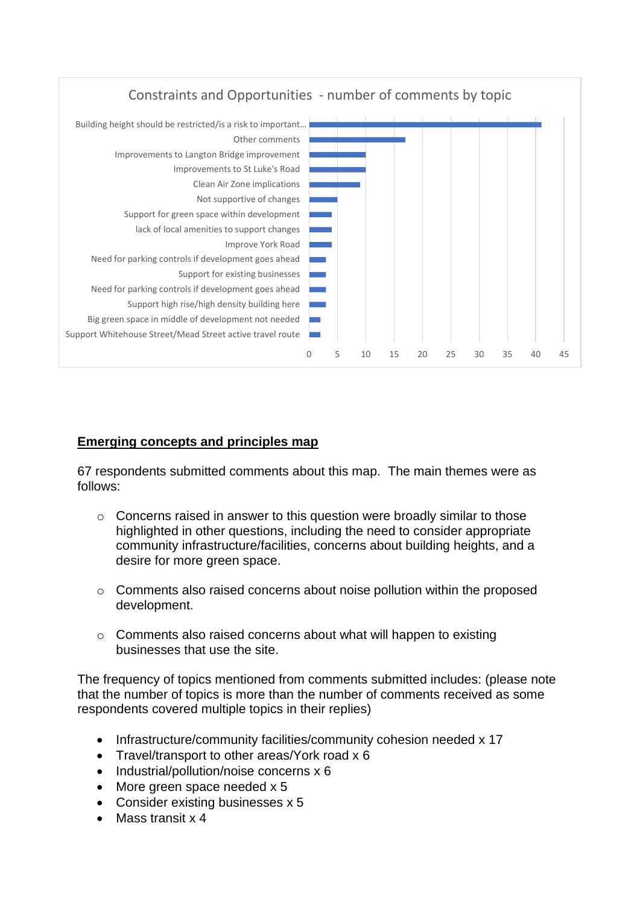**Constraints and Opportunities - number of comments by topic**

| Topic | Number of comments |
|---|---|
| Building height should be restricted/is a risk to important... | 41 |
| Other comments | 17 |
| Improvements to Langton Bridge improvement | 10 |
| Improvements to St Luke's Road | 10 |
| Clean Air Zone implications | 9 |
| Not supportive of changes | 5 |
| Support for green space within development | 4 |
| lack of local amenities to support changes | 4 |
| Improve York Road | 4 |
| Need for parking controls if development goes ahead | 3 |
| Support for existing businesses | 3 |
| Need for parking controls if development goes ahead | 3 |
| Support high rise/high density building here | 3 |
| Big green space in middle of development not needed | 2 |
| Support Whitehouse Street/Mead Street active travel route | 2 |

Values are read from the chart's 0–45 axis.

**Emerging concepts and principles map**

67 respondents submitted comments about this map. The main themes were as follows:

- Concerns raised in answer to this question were broadly similar to those highlighted in other questions, including the need to consider appropriate community infrastructure/facilities, concerns about building heights, and a desire for more green space.
- Comments also raised concerns about noise pollution within the proposed development.
- Comments also raised concerns about what will happen to existing businesses that use the site.

The frequency of topics mentioned from comments submitted includes: (please note that the number of topics is more than the number of comments received as some respondents covered multiple topics in their replies)

- Infrastructure/community facilities/community cohesion needed x 17
- Travel/transport to other areas/York road x 6
- Industrial/pollution/noise concerns x 6
- More green space needed x 5
- Consider existing businesses x 5
- Mass transit x 4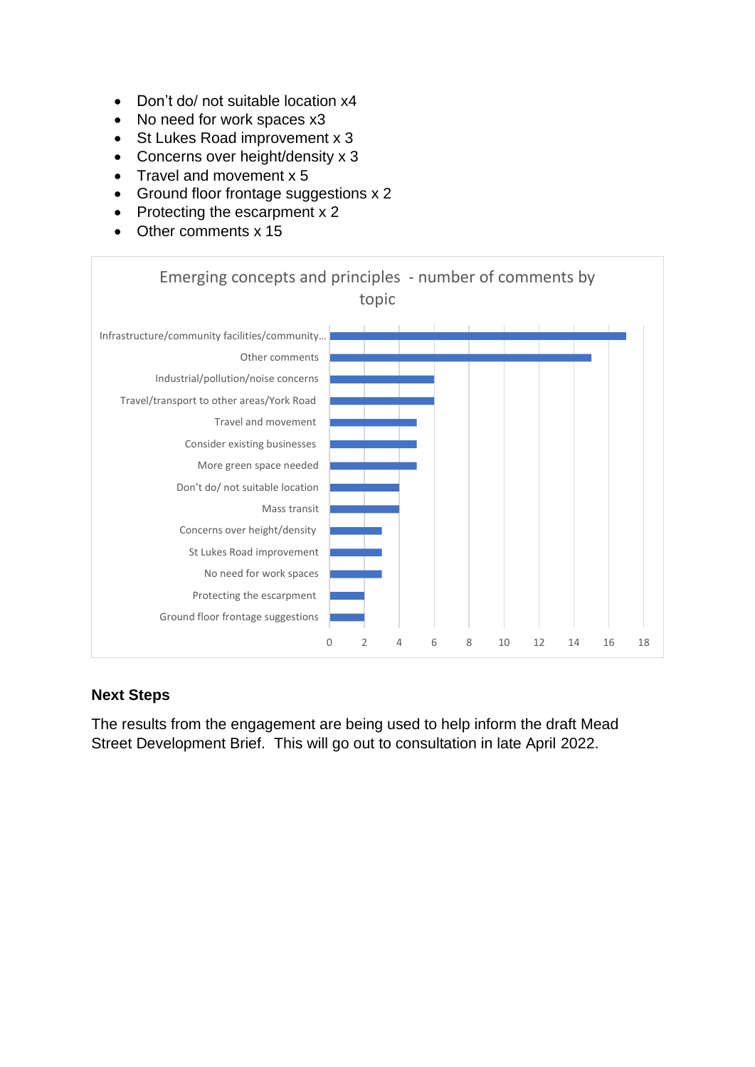- Don't do/ not suitable location x4
- No need for work spaces x3
- St Lukes Road improvement x 3
- Concerns over height/density x 3
- Travel and movement x 5
- Ground floor frontage suggestions x 2
- Protecting the escarpment x 2
- Other comments x 15

Emerging concepts and principles - number of comments by topic

Infrastructure/community facilities/community...
Other comments
Industrial/pollution/noise concerns
Travel/transport to other areas/York Road
Travel and movement
Consider existing businesses
More green space needed
Don't do/ not suitable location
Mass transit
Concerns over height/density
St Lukes Road improvement
No need for work spaces
Protecting the escarpment
Ground floor frontage suggestions

0 2 4 6 8 10 12 14 16 18

**Next Steps**

The results from the engagement are being used to help inform the draft Mead Street Development Brief. This will go out to consultation in late April 2022.